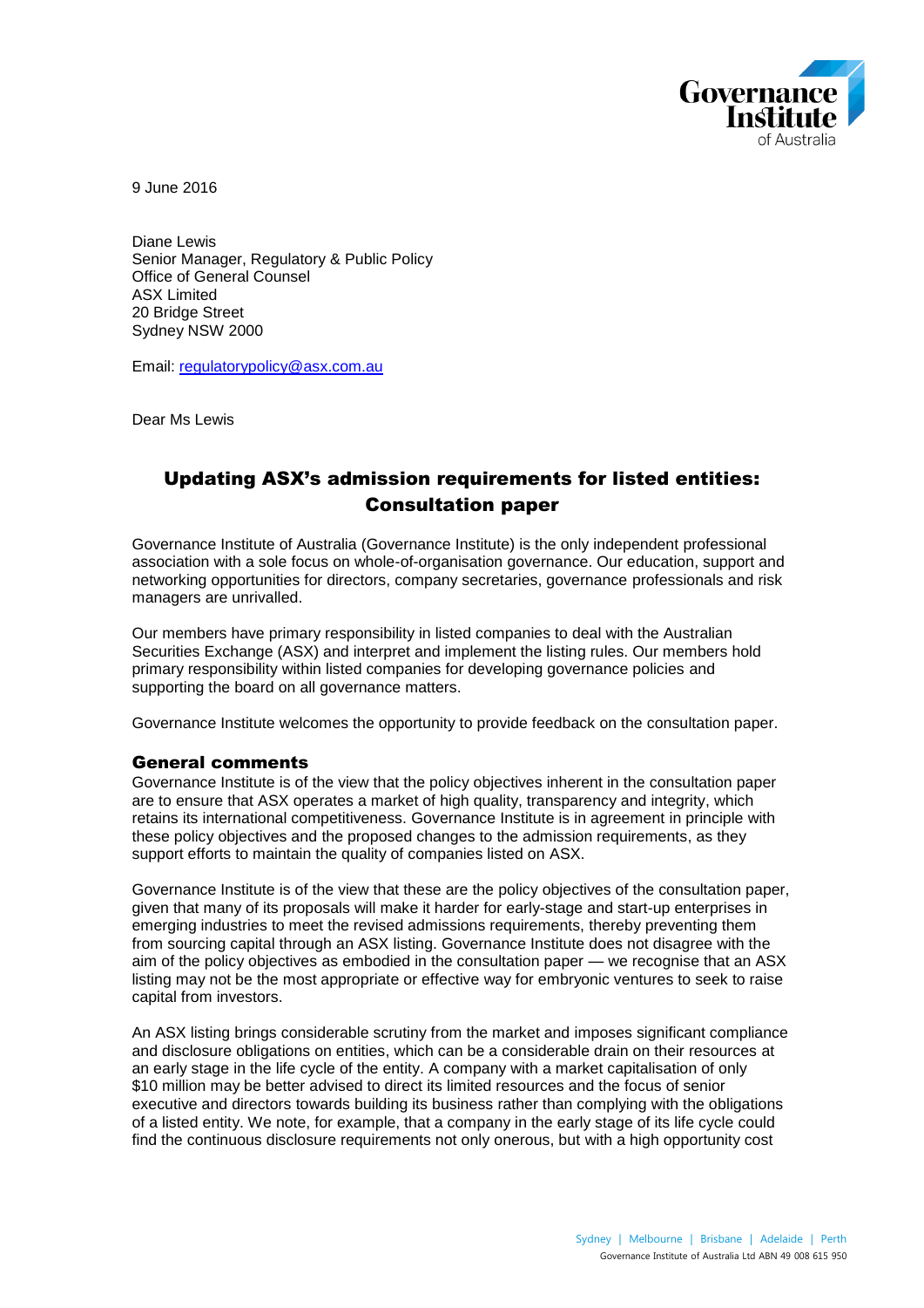9 June 2016

Diane Lewis
Senior Manager, Regulatory & Public Policy
Office of General Counsel
ASX Limited
20 Bridge Street
Sydney NSW 2000

Email: regulatorypolicy@asx.com.au

Dear Ms Lewis

# Updating ASX's admission requirements for listed entities: Consultation paper

Governance Institute of Australia (Governance Institute) is the only independent professional association with a sole focus on whole-of-organisation governance. Our education, support and networking opportunities for directors, company secretaries, governance professionals and risk managers are unrivalled.

Our members have primary responsibility in listed companies to deal with the Australian Securities Exchange (ASX) and interpret and implement the listing rules. Our members hold primary responsibility within listed companies for developing governance policies and supporting the board on all governance matters.

Governance Institute welcomes the opportunity to provide feedback on the consultation paper.

## General comments

Governance Institute is of the view that the policy objectives inherent in the consultation paper are to ensure that ASX operates a market of high quality, transparency and integrity, which retains its international competitiveness. Governance Institute is in agreement in principle with these policy objectives and the proposed changes to the admission requirements, as they support efforts to maintain the quality of companies listed on ASX.

Governance Institute is of the view that these are the policy objectives of the consultation paper, given that many of its proposals will make it harder for early-stage and start-up enterprises in emerging industries to meet the revised admissions requirements, thereby preventing them from sourcing capital through an ASX listing. Governance Institute does not disagree with the aim of the policy objectives as embodied in the consultation paper — we recognise that an ASX listing may not be the most appropriate or effective way for embryonic ventures to seek to raise capital from investors.

An ASX listing brings considerable scrutiny from the market and imposes significant compliance and disclosure obligations on entities, which can be a considerable drain on their resources at an early stage in the life cycle of the entity. A company with a market capitalisation of only $10 million may be better advised to direct its limited resources and the focus of senior executive and directors towards building its business rather than complying with the obligations of a listed entity. We note, for example, that a company in the early stage of its life cycle could find the continuous disclosure requirements not only onerous, but with a high opportunity cost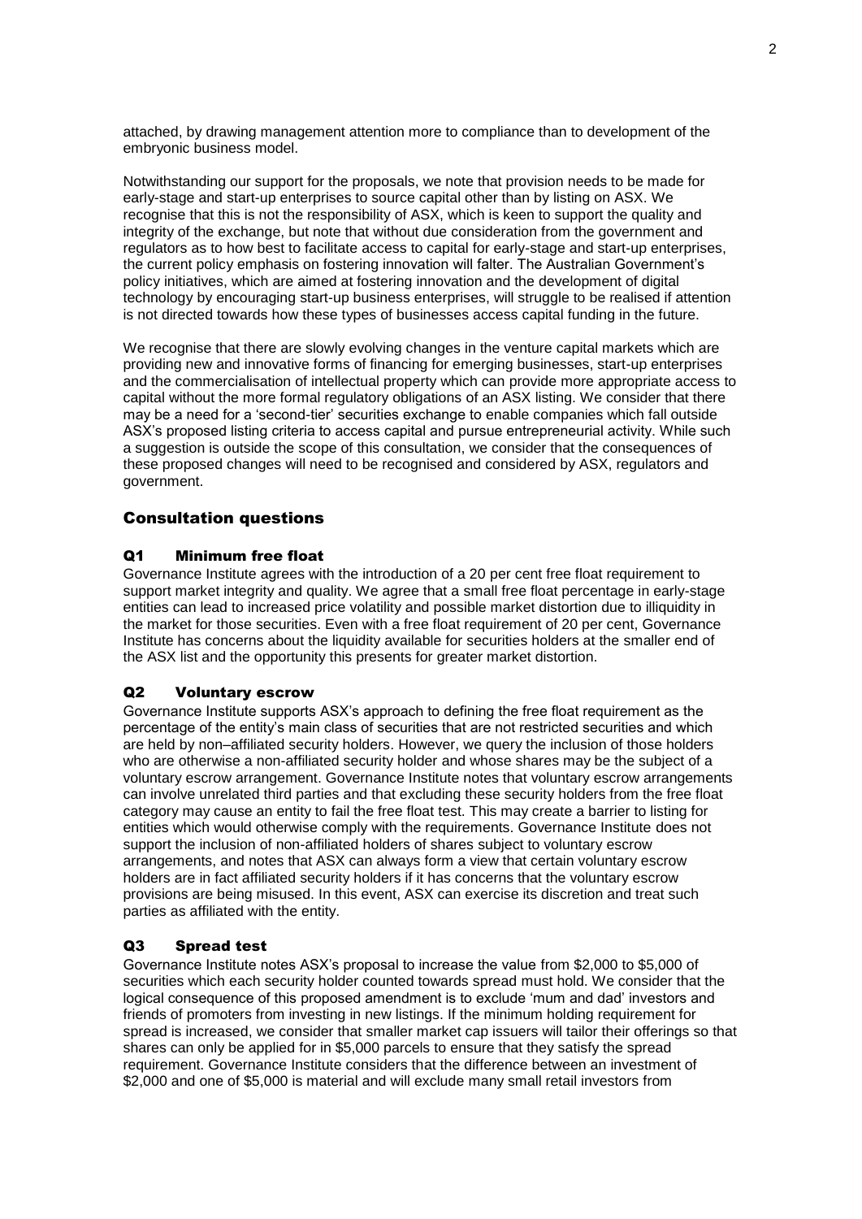attached, by drawing management attention more to compliance than to development of the embryonic business model.

Notwithstanding our support for the proposals, we note that provision needs to be made for early-stage and start-up enterprises to source capital other than by listing on ASX. We recognise that this is not the responsibility of ASX, which is keen to support the quality and integrity of the exchange, but note that without due consideration from the government and regulators as to how best to facilitate access to capital for early-stage and start-up enterprises, the current policy emphasis on fostering innovation will falter. The Australian Government's policy initiatives, which are aimed at fostering innovation and the development of digital technology by encouraging start-up business enterprises, will struggle to be realised if attention is not directed towards how these types of businesses access capital funding in the future.

We recognise that there are slowly evolving changes in the venture capital markets which are providing new and innovative forms of financing for emerging businesses, start-up enterprises and the commercialisation of intellectual property which can provide more appropriate access to capital without the more formal regulatory obligations of an ASX listing. We consider that there may be a need for a 'second-tier' securities exchange to enable companies which fall outside ASX's proposed listing criteria to access capital and pursue entrepreneurial activity. While such a suggestion is outside the scope of this consultation, we consider that the consequences of these proposed changes will need to be recognised and considered by ASX, regulators and government.

## Consultation questions

### Q1 Minimum free float

Governance Institute agrees with the introduction of a 20 per cent free float requirement to support market integrity and quality. We agree that a small free float percentage in early-stage entities can lead to increased price volatility and possible market distortion due to illiquidity in the market for those securities. Even with a free float requirement of 20 per cent, Governance Institute has concerns about the liquidity available for securities holders at the smaller end of the ASX list and the opportunity this presents for greater market distortion.

### Q2 Voluntary escrow

Governance Institute supports ASX's approach to defining the free float requirement as the percentage of the entity's main class of securities that are not restricted securities and which are held by non–affiliated security holders. However, we query the inclusion of those holders who are otherwise a non-affiliated security holder and whose shares may be the subject of a voluntary escrow arrangement. Governance Institute notes that voluntary escrow arrangements can involve unrelated third parties and that excluding these security holders from the free float category may cause an entity to fail the free float test. This may create a barrier to listing for entities which would otherwise comply with the requirements. Governance Institute does not support the inclusion of non-affiliated holders of shares subject to voluntary escrow arrangements, and notes that ASX can always form a view that certain voluntary escrow holders are in fact affiliated security holders if it has concerns that the voluntary escrow provisions are being misused. In this event, ASX can exercise its discretion and treat such parties as affiliated with the entity.

### Q3 Spread test

Governance Institute notes ASX's proposal to increase the value from $2,000 to $5,000 of securities which each security holder counted towards spread must hold. We consider that the logical consequence of this proposed amendment is to exclude 'mum and dad' investors and friends of promoters from investing in new listings. If the minimum holding requirement for spread is increased, we consider that smaller market cap issuers will tailor their offerings so that shares can only be applied for in $5,000 parcels to ensure that they satisfy the spread requirement. Governance Institute considers that the difference between an investment of $2,000 and one of $5,000 is material and will exclude many small retail investors from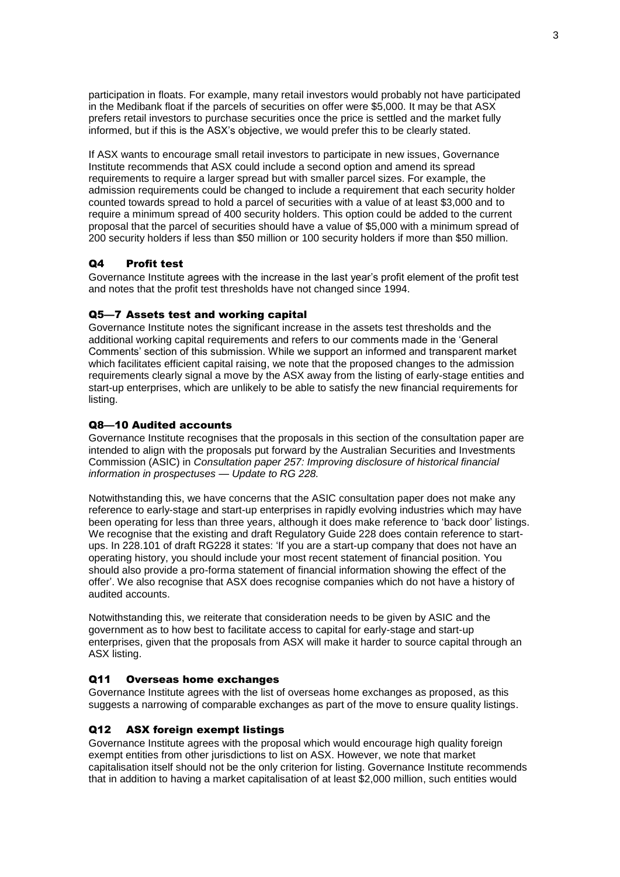participation in floats. For example, many retail investors would probably not have participated in the Medibank float if the parcels of securities on offer were $5,000. It may be that ASX prefers retail investors to purchase securities once the price is settled and the market fully informed, but if this is the ASX's objective, we would prefer this to be clearly stated.

If ASX wants to encourage small retail investors to participate in new issues, Governance Institute recommends that ASX could include a second option and amend its spread requirements to require a larger spread but with smaller parcel sizes. For example, the admission requirements could be changed to include a requirement that each security holder counted towards spread to hold a parcel of securities with a value of at least $3,000 and to require a minimum spread of 400 security holders. This option could be added to the current proposal that the parcel of securities should have a value of $5,000 with a minimum spread of 200 security holders if less than $50 million or 100 security holders if more than $50 million.

## Q4 Profit test

Governance Institute agrees with the increase in the last year's profit element of the profit test and notes that the profit test thresholds have not changed since 1994.

## Q5—7 Assets test and working capital

Governance Institute notes the significant increase in the assets test thresholds and the additional working capital requirements and refers to our comments made in the 'General Comments' section of this submission. While we support an informed and transparent market which facilitates efficient capital raising, we note that the proposed changes to the admission requirements clearly signal a move by the ASX away from the listing of early-stage entities and start-up enterprises, which are unlikely to be able to satisfy the new financial requirements for listing.

## Q8—10 Audited accounts

Governance Institute recognises that the proposals in this section of the consultation paper are intended to align with the proposals put forward by the Australian Securities and Investments Commission (ASIC) in *Consultation paper 257: Improving disclosure of historical financial information in prospectuses — Update to RG 228.*

Notwithstanding this, we have concerns that the ASIC consultation paper does not make any reference to early-stage and start-up enterprises in rapidly evolving industries which may have been operating for less than three years, although it does make reference to 'back door' listings. We recognise that the existing and draft Regulatory Guide 228 does contain reference to start-ups. In 228.101 of draft RG228 it states: 'If you are a start-up company that does not have an operating history, you should include your most recent statement of financial position. You should also provide a pro-forma statement of financial information showing the effect of the offer'. We also recognise that ASX does recognise companies which do not have a history of audited accounts.

Notwithstanding this, we reiterate that consideration needs to be given by ASIC and the government as to how best to facilitate access to capital for early-stage and start-up enterprises, given that the proposals from ASX will make it harder to source capital through an ASX listing.

## Q11 Overseas home exchanges

Governance Institute agrees with the list of overseas home exchanges as proposed, as this suggests a narrowing of comparable exchanges as part of the move to ensure quality listings.

## Q12 ASX foreign exempt listings

Governance Institute agrees with the proposal which would encourage high quality foreign exempt entities from other jurisdictions to list on ASX. However, we note that market capitalisation itself should not be the only criterion for listing. Governance Institute recommends that in addition to having a market capitalisation of at least $2,000 million, such entities would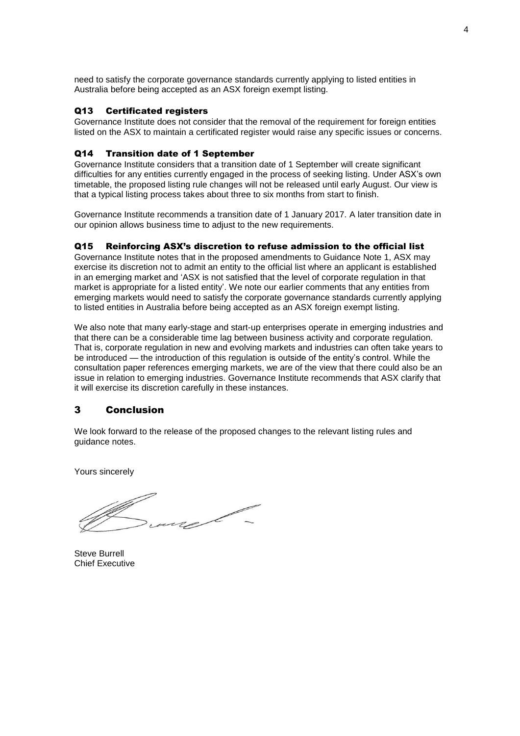need to satisfy the corporate governance standards currently applying to listed entities in Australia before being accepted as an ASX foreign exempt listing.

### Q13 Certificated registers

Governance Institute does not consider that the removal of the requirement for foreign entities listed on the ASX to maintain a certificated register would raise any specific issues or concerns.

### Q14 Transition date of 1 September

Governance Institute considers that a transition date of 1 September will create significant difficulties for any entities currently engaged in the process of seeking listing. Under ASX's own timetable, the proposed listing rule changes will not be released until early August. Our view is that a typical listing process takes about three to six months from start to finish.

Governance Institute recommends a transition date of 1 January 2017. A later transition date in our opinion allows business time to adjust to the new requirements.

### Q15 Reinforcing ASX's discretion to refuse admission to the official list

Governance Institute notes that in the proposed amendments to Guidance Note 1, ASX may exercise its discretion not to admit an entity to the official list where an applicant is established in an emerging market and 'ASX is not satisfied that the level of corporate regulation in that market is appropriate for a listed entity'. We note our earlier comments that any entities from emerging markets would need to satisfy the corporate governance standards currently applying to listed entities in Australia before being accepted as an ASX foreign exempt listing.

We also note that many early-stage and start-up enterprises operate in emerging industries and that there can be a considerable time lag between business activity and corporate regulation. That is, corporate regulation in new and evolving markets and industries can often take years to be introduced — the introduction of this regulation is outside of the entity's control. While the consultation paper references emerging markets, we are of the view that there could also be an issue in relation to emerging industries. Governance Institute recommends that ASX clarify that it will exercise its discretion carefully in these instances.

## 3 Conclusion

We look forward to the release of the proposed changes to the relevant listing rules and guidance notes.

Yours sincerely

Steve Burrell
Chief Executive